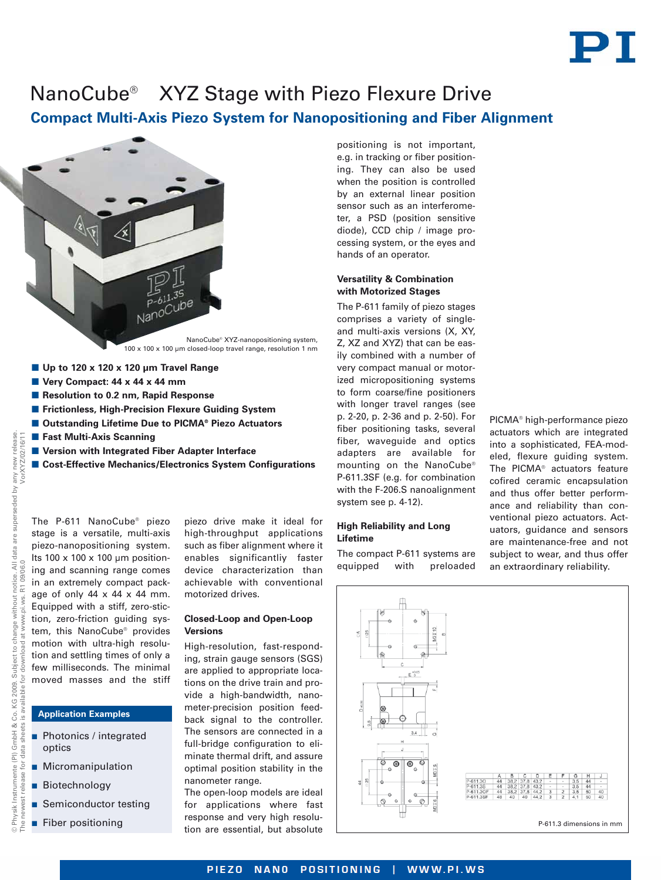# NanoCube® XYZ Stage with Piezo Flexure Drive

## Compact Multi-Axis Piezo System for Nanopositioning and Fiber Alignment

NanoCube® XYZ-nanopositioning system, 100 x 100 x 100 µm closed-loop travel range, resolution 1 nm

- **Up to 120 x 120 x 120 µm Travel Range**
- **Very Compact: 44 x 44 x 44 mm**
- **Resolution to 0.2 nm, Rapid Response**
- **Frictionless, High-Precision Flexure Guiding System**
- **Outstanding Lifetime Due to PICMA® Piezo Actuators**
- **Fast Multi-Axis Scanning**
- **Version with Integrated Fiber Adapter Interface**
- **Cost-Effective Mechanics/Electronics System Configurations**

The P-611 NanoCube® piezo stage is a versatile, multi-axis piezo-nanopositioning system. Its 100 x 100 x 100 µm positioning and scanning range comes in an extremely compact package of only 44 x 44 x 44 mm. Equipped with a stiff, zero-stiction, zero-friction guiding system, this NanoCube® provides motion with ultra-high resolution and settling times of only a few milliseconds. The minimal moved masses and the stiff piezo drive make it ideal for high-throughput applications such as fiber alignment where it enables significantliy faster device characterization than achievable with conventional motorized drives.

### Application Examples

- Photonics / integrated optics
- Micromanipulation
- Biotechnology
- Semiconductor testing
- Fiber positioning

### Closed-Loop and Open-Loop Versions

High-resolution, fast-responding, strain gauge sensors (SGS) are applied to appropriate locations on the drive train and provide a high-bandwidth, nanometer-precision position feedback signal to the controller. The sensors are connected in a full-bridge configuration to eliminate thermal drift, and assure optimal position stability in the nanometer range.

The open-loop models are ideal for applications where fast response and very high resolution are essential, but absolute positioning is not important, e.g. in tracking or fiber positioning. They can also be used when the position is controlled by an external linear position sensor such as an interferometer, a PSD (position sensitive diode), CCD chip / image processing system, or the eyes and hands of an operator.

### Versatility & Combination with Motorized Stages

The P-611 family of piezo stages comprises a variety of single- and multi-axis versions (X, XY, Z, XZ and XYZ) that can be easily combined with a number of very compact manual or motorized micropositioning systems to form coarse/fine positioners with longer travel ranges (see p. 2-20, p. 2-36 and p. 2-50). For fiber positioning tasks, several fiber, waveguide and optics adapters are available for mounting on the NanoCube® P-611.3SF (e.g. for combination with the F-206.S nanoalignment system see p. 4-12).

### High Reliability and Long Lifetime

The compact P-611 systems are equipped with preloaded PICMA® high-performance piezo actuators which are integrated into a sophisticated, FEA-modeled, flexure guiding system. The PICMA® actuators feature cofired ceramic encapsulation and thus offer better performance and reliability than conventional piezo actuators. Actuators, guidance and sensors are maintenance-free and not subject to wear, and thus offer an extraordinary reliability.

| | A | B | C | D | E | F | G | H | J |
|---|---|---|---|---|---|---|---|---|---|
| P-611.3O | 44 | 38,2 | 37,8 | 43,2 | - | - | 3,5 | 44 | - |
| P-611.3S | 44 | 38,2 | 37,8 | 43,2 | - | - | 3,5 | 44 | - |
| P-611.3OF | 44 | 38,2 | 37,8 | 44,2 | 3 | 2 | 3,8 | 50 | 40 |
| P-611.3SF | 48 | 40 | 40 | 44,2 | 3 | 2 | 4,1 | 50 | 40 |

P-611.3 dimensions in mm

© Physik Instrumente (PI) GmbH & Co. KG 2009. Subject to change without notice. All data are superseded by any new release. The newest release for data sheets is available for download at www.pi.ws. R1 09/06.0 VorXYZ/02/16/11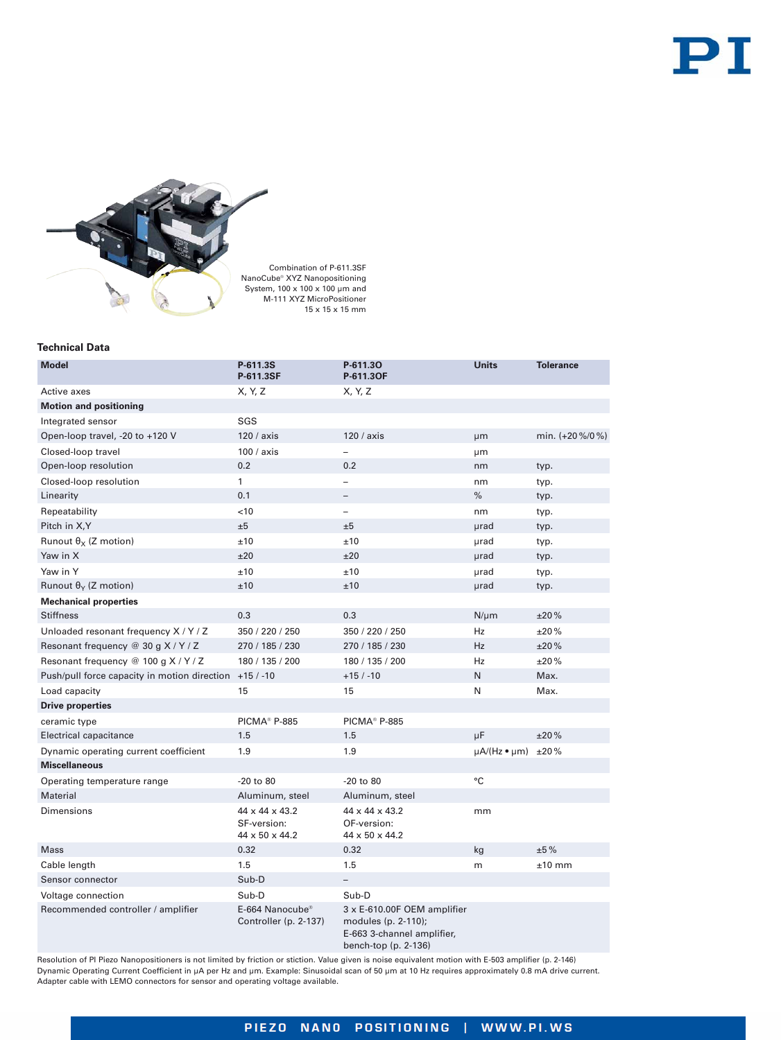Combination of P-611.3SF NanoCube® XYZ Nanopositioning System, 100 x 100 x 100 µm and M-111 XYZ MicroPositioner 15 x 15 x 15 mm

### Technical Data

| Model | P-611.3S<br>P-611.3SF | P-611.3O<br>P-611.3OF | Units | Tolerance |
|---|---|---|---|---|
| Active axes | X, Y, Z | X, Y, Z | | |
| **Motion and positioning** | | | | |
| Integrated sensor | SGS | | | |
| Open-loop travel, -20 to +120 V | 120 / axis | 120 / axis | µm | min. (+20 %/0 %) |
| Closed-loop travel | 100 / axis | – | µm | |
| Open-loop resolution | 0.2 | 0.2 | nm | typ. |
| Closed-loop resolution | 1 | – | nm | typ. |
| Linearity | 0.1 | – | % | typ. |
| Repeatability | <10 | – | nm | typ. |
| Pitch in X,Y | ±5 | ±5 | µrad | typ. |
| Runout $\theta_X$ (Z motion) | ±10 | ±10 | µrad | typ. |
| Yaw in X | ±20 | ±20 | µrad | typ. |
| Yaw in Y | ±10 | ±10 | µrad | typ. |
| Runout $\theta_Y$ (Z motion) | ±10 | ±10 | µrad | typ. |
| **Mechanical properties** | | | | |
| Stiffness | 0.3 | 0.3 | N/µm | ±20 % |
| Unloaded resonant frequency X / Y / Z | 350 / 220 / 250 | 350 / 220 / 250 | Hz | ±20 % |
| Resonant frequency @ 30 g X / Y / Z | 270 / 185 / 230 | 270 / 185 / 230 | Hz | ±20 % |
| Resonant frequency @ 100 g X / Y / Z | 180 / 135 / 200 | 180 / 135 / 200 | Hz | ±20 % |
| Push/pull force capacity in motion direction | +15 / -10 | +15 / -10 | N | Max. |
| Load capacity | 15 | 15 | N | Max. |
| **Drive properties** | | | | |
| ceramic type | PICMA® P-885 | PICMA® P-885 | | |
| Electrical capacitance | 1.5 | 1.5 | µF | ±20 % |
| Dynamic operating current coefficient | 1.9 | 1.9 | µA/(Hz • µm) | ±20 % |
| **Miscellaneous** | | | | |
| Operating temperature range | -20 to 80 | -20 to 80 | °C | |
| Material | Aluminum, steel | Aluminum, steel | | |
| Dimensions | 44 x 44 x 43.2<br>SF-version:<br>44 x 50 x 44.2 | 44 x 44 x 43.2<br>OF-version:<br>44 x 50 x 44.2 | mm | |
| Mass | 0.32 | 0.32 | kg | ±5 % |
| Cable length | 1.5 | 1.5 | m | ±10 mm |
| Sensor connector | Sub-D | – | | |
| Voltage connection | Sub-D | Sub-D | | |
| Recommended controller / amplifier | E-664 Nanocube® Controller (p. 2-137) | 3 x E-610.00F OEM amplifier modules (p. 2-110);<br>E-663 3-channel amplifier, bench-top (p. 2-136) | | |

Resolution of PI Piezo Nanopositioners is not limited by friction or stiction. Value given is noise equivalent motion with E-503 amplifier (p. 2-146)
Dynamic Operating Current Coefficient in µA per Hz and µm. Example: Sinusoidal scan of 50 µm at 10 Hz requires approximately 0.8 mA drive current.
Adapter cable with LEMO connectors for sensor and operating voltage available.